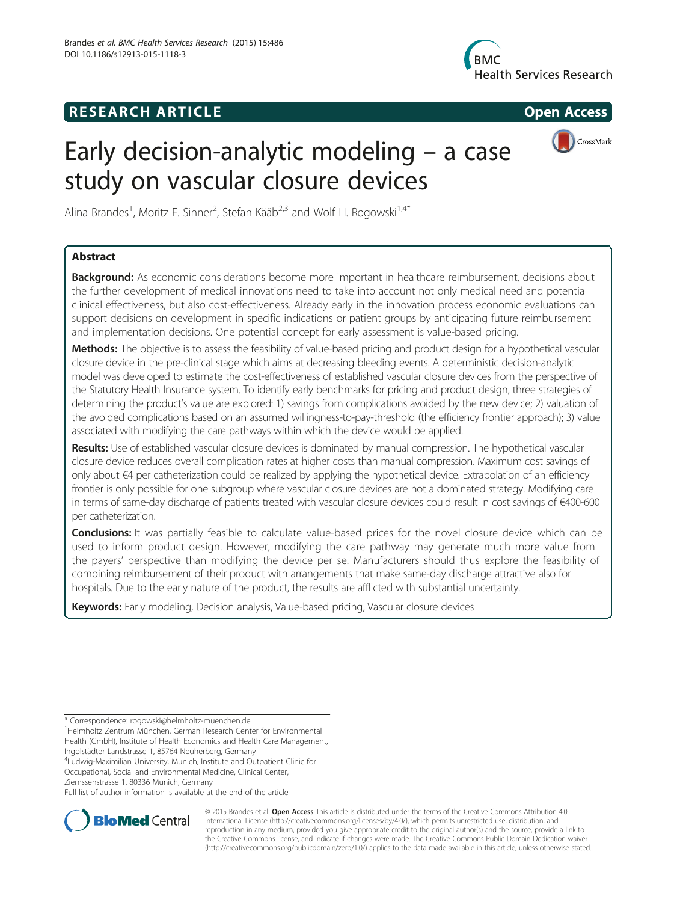RESEARCH ARTICLE

Open Access

# Early decision-analytic modeling – a case study on vascular closure devices

Alina Brandes[1], Moritz F. Sinner[2], Stefan Kääb[2,3] and Wolf H. Rogowski[1,4*]

## Abstract

**Background:** As economic considerations become more important in healthcare reimbursement, decisions about the further development of medical innovations need to take into account not only medical need and potential clinical effectiveness, but also cost-effectiveness. Already early in the innovation process economic evaluations can support decisions on development in specific indications or patient groups by anticipating future reimbursement and implementation decisions. One potential concept for early assessment is value-based pricing.

**Methods:** The objective is to assess the feasibility of value-based pricing and product design for a hypothetical vascular closure device in the pre-clinical stage which aims at decreasing bleeding events. A deterministic decision-analytic model was developed to estimate the cost-effectiveness of established vascular closure devices from the perspective of the Statutory Health Insurance system. To identify early benchmarks for pricing and product design, three strategies of determining the product's value are explored: 1) savings from complications avoided by the new device; 2) valuation of the avoided complications based on an assumed willingness-to-pay-threshold (the efficiency frontier approach); 3) value associated with modifying the care pathways within which the device would be applied.

**Results:** Use of established vascular closure devices is dominated by manual compression. The hypothetical vascular closure device reduces overall complication rates at higher costs than manual compression. Maximum cost savings of only about €4 per catheterization could be realized by applying the hypothetical device. Extrapolation of an efficiency frontier is only possible for one subgroup where vascular closure devices are not a dominated strategy. Modifying care in terms of same-day discharge of patients treated with vascular closure devices could result in cost savings of €400-600 per catheterization.

**Conclusions:** It was partially feasible to calculate value-based prices for the novel closure device which can be used to inform product design. However, modifying the care pathway may generate much more value from the payers' perspective than modifying the device per se. Manufacturers should thus explore the feasibility of combining reimbursement of their product with arrangements that make same-day discharge attractive also for hospitals. Due to the early nature of the product, the results are afflicted with substantial uncertainty.

**Keywords:** Early modeling, Decision analysis, Value-based pricing, Vascular closure devices

---

\* Correspondence: rogowski@helmholtz-muenchen.de
[1]Helmholtz Zentrum München, German Research Center for Environmental Health (GmbH), Institute of Health Economics and Health Care Management, Ingolstädter Landstrasse 1, 85764 Neuherberg, Germany
[4]Ludwig-Maximilian University, Munich, Institute and Outpatient Clinic for Occupational, Social and Environmental Medicine, Clinical Center, Ziemssenstrasse 1, 80336 Munich, Germany
Full list of author information is available at the end of the article

© 2015 Brandes et al. **Open Access** This article is distributed under the terms of the Creative Commons Attribution 4.0 International License (http://creativecommons.org/licenses/by/4.0/), which permits unrestricted use, distribution, and reproduction in any medium, provided you give appropriate credit to the original author(s) and the source, provide a link to the Creative Commons license, and indicate if changes were made. The Creative Commons Public Domain Dedication waiver (http://creativecommons.org/publicdomain/zero/1.0/) applies to the data made available in this article, unless otherwise stated.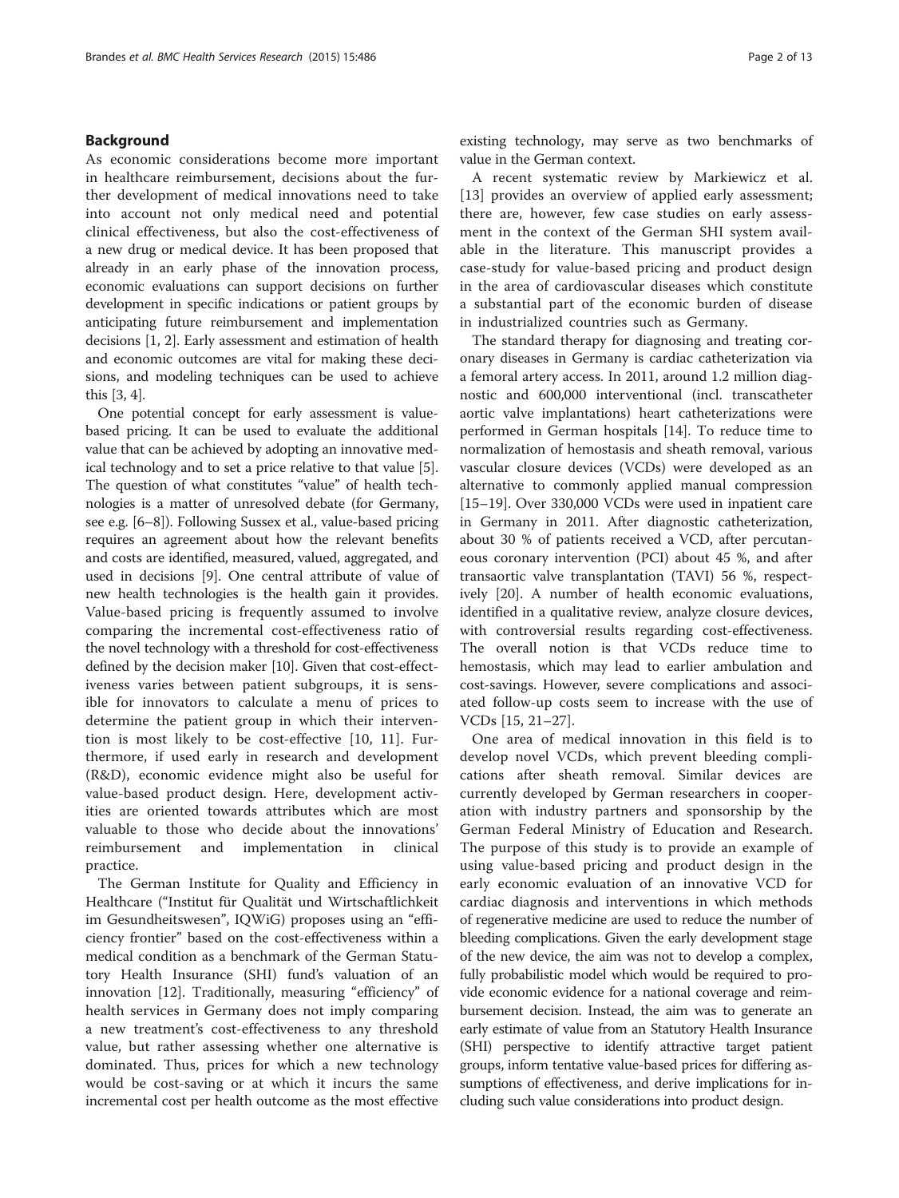## Background

As economic considerations become more important in healthcare reimbursement, decisions about the further development of medical innovations need to take into account not only medical need and potential clinical effectiveness, but also the cost-effectiveness of a new drug or medical device. It has been proposed that already in an early phase of the innovation process, economic evaluations can support decisions on further development in specific indications or patient groups by anticipating future reimbursement and implementation decisions [1, 2]. Early assessment and estimation of health and economic outcomes are vital for making these decisions, and modeling techniques can be used to achieve this [3, 4].

One potential concept for early assessment is value-based pricing. It can be used to evaluate the additional value that can be achieved by adopting an innovative medical technology and to set a price relative to that value [5]. The question of what constitutes "value" of health technologies is a matter of unresolved debate (for Germany, see e.g. [6–8]). Following Sussex et al., value-based pricing requires an agreement about how the relevant benefits and costs are identified, measured, valued, aggregated, and used in decisions [9]. One central attribute of value of new health technologies is the health gain it provides. Value-based pricing is frequently assumed to involve comparing the incremental cost-effectiveness ratio of the novel technology with a threshold for cost-effectiveness defined by the decision maker [10]. Given that cost-effectiveness varies between patient subgroups, it is sensible for innovators to calculate a menu of prices to determine the patient group in which their intervention is most likely to be cost-effective [10, 11]. Furthermore, if used early in research and development (R&D), economic evidence might also be useful for value-based product design. Here, development activities are oriented towards attributes which are most valuable to those who decide about the innovations' reimbursement and implementation in clinical practice.

The German Institute for Quality and Efficiency in Healthcare ("Institut für Qualität und Wirtschaftlichkeit im Gesundheitswesen", IQWiG) proposes using an "efficiency frontier" based on the cost-effectiveness within a medical condition as a benchmark of the German Statutory Health Insurance (SHI) fund's valuation of an innovation [12]. Traditionally, measuring "efficiency" of health services in Germany does not imply comparing a new treatment's cost-effectiveness to any threshold value, but rather assessing whether one alternative is dominated. Thus, prices for which a new technology would be cost-saving or at which it incurs the same incremental cost per health outcome as the most effective existing technology, may serve as two benchmarks of value in the German context.

A recent systematic review by Markiewicz et al. [13] provides an overview of applied early assessment; there are, however, few case studies on early assessment in the context of the German SHI system available in the literature. This manuscript provides a case-study for value-based pricing and product design in the area of cardiovascular diseases which constitute a substantial part of the economic burden of disease in industrialized countries such as Germany.

The standard therapy for diagnosing and treating coronary diseases in Germany is cardiac catheterization via a femoral artery access. In 2011, around 1.2 million diagnostic and 600,000 interventional (incl. transcatheter aortic valve implantations) heart catheterizations were performed in German hospitals [14]. To reduce time to normalization of hemostasis and sheath removal, various vascular closure devices (VCDs) were developed as an alternative to commonly applied manual compression [15–19]. Over 330,000 VCDs were used in inpatient care in Germany in 2011. After diagnostic catheterization, about 30 % of patients received a VCD, after percutaneous coronary intervention (PCI) about 45 %, and after transaortic valve transplantation (TAVI) 56 %, respectively [20]. A number of health economic evaluations, identified in a qualitative review, analyze closure devices, with controversial results regarding cost-effectiveness. The overall notion is that VCDs reduce time to hemostasis, which may lead to earlier ambulation and cost-savings. However, severe complications and associated follow-up costs seem to increase with the use of VCDs [15, 21–27].

One area of medical innovation in this field is to develop novel VCDs, which prevent bleeding complications after sheath removal. Similar devices are currently developed by German researchers in cooperation with industry partners and sponsorship by the German Federal Ministry of Education and Research. The purpose of this study is to provide an example of using value-based pricing and product design in the early economic evaluation of an innovative VCD for cardiac diagnosis and interventions in which methods of regenerative medicine are used to reduce the number of bleeding complications. Given the early development stage of the new device, the aim was not to develop a complex, fully probabilistic model which would be required to provide economic evidence for a national coverage and reimbursement decision. Instead, the aim was to generate an early estimate of value from an Statutory Health Insurance (SHI) perspective to identify attractive target patient groups, inform tentative value-based prices for differing assumptions of effectiveness, and derive implications for including such value considerations into product design.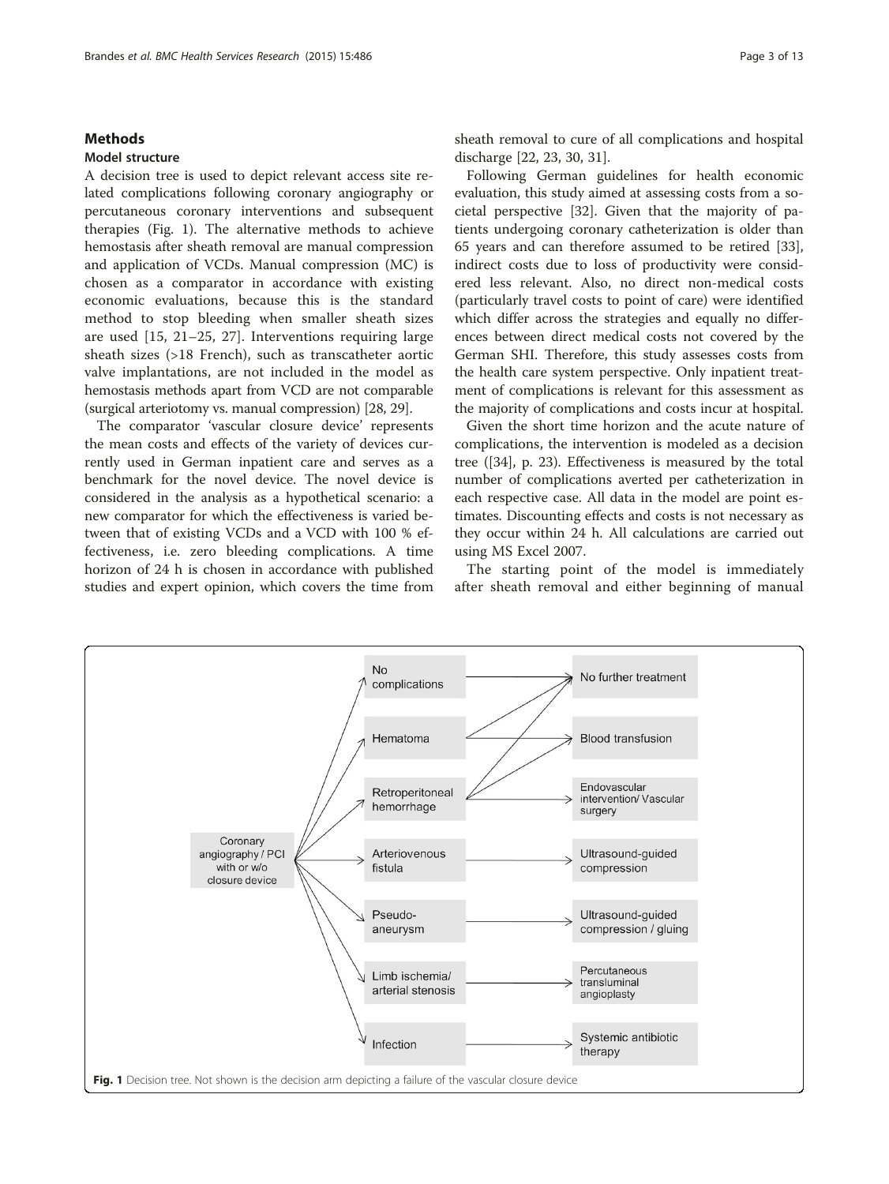## Methods

### Model structure

A decision tree is used to depict relevant access site related complications following coronary angiography or percutaneous coronary interventions and subsequent therapies (Fig. 1). The alternative methods to achieve hemostasis after sheath removal are manual compression and application of VCDs. Manual compression (MC) is chosen as a comparator in accordance with existing economic evaluations, because this is the standard method to stop bleeding when smaller sheath sizes are used [15, 21–25, 27]. Interventions requiring large sheath sizes (>18 French), such as transcatheter aortic valve implantations, are not included in the model as hemostasis methods apart from VCD are not comparable (surgical arteriotomy vs. manual compression) [28, 29].

The comparator 'vascular closure device' represents the mean costs and effects of the variety of devices currently used in German inpatient care and serves as a benchmark for the novel device. The novel device is considered in the analysis as a hypothetical scenario: a new comparator for which the effectiveness is varied between that of existing VCDs and a VCD with 100 % effectiveness, i.e. zero bleeding complications. A time horizon of 24 h is chosen in accordance with published studies and expert opinion, which covers the time from sheath removal to cure of all complications and hospital discharge [22, 23, 30, 31].

Following German guidelines for health economic evaluation, this study aimed at assessing costs from a societal perspective [32]. Given that the majority of patients undergoing coronary catheterization is older than 65 years and can therefore assumed to be retired [33], indirect costs due to loss of productivity were considered less relevant. Also, no direct non-medical costs (particularly travel costs to point of care) were identified which differ across the strategies and equally no differences between direct medical costs not covered by the German SHI. Therefore, this study assesses costs from the health care system perspective. Only inpatient treatment of complications is relevant for this assessment as the majority of complications and costs incur at hospital.

Given the short time horizon and the acute nature of complications, the intervention is modeled as a decision tree ([34], p. 23). Effectiveness is measured by the total number of complications averted per catheterization in each respective case. All data in the model are point estimates. Discounting effects and costs is not necessary as they occur within 24 h. All calculations are carried out using MS Excel 2007.

The starting point of the model is immediately after sheath removal and either beginning of manual

Coronary angiography / PCI with or w/o closure device → No complications → No further treatment
→ Hematoma → No further treatment / Blood transfusion
→ Retroperitoneal hemorrhage → No further treatment / Blood transfusion / Endovascular intervention/ Vascular surgery
→ Arteriovenous fistula → Ultrasound-guided compression
→ Pseudo-aneurysm → Ultrasound-guided compression / gluing
→ Limb ischemia/ arterial stenosis → Percutaneous transluminal angioplasty
→ Infection → Systemic antibiotic therapy

**Fig. 1** Decision tree. Not shown is the decision arm depicting a failure of the vascular closure device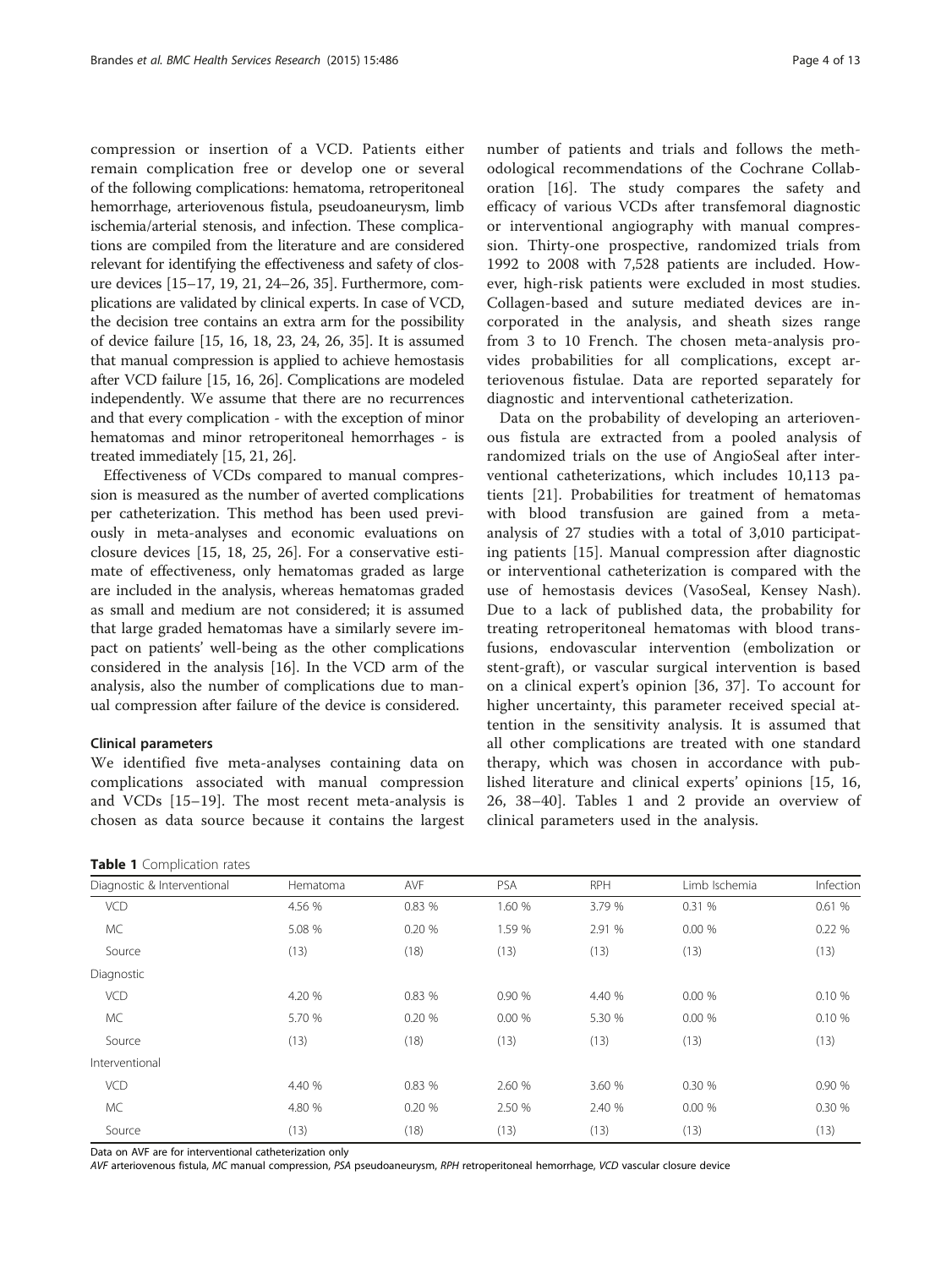compression or insertion of a VCD. Patients either remain complication free or develop one or several of the following complications: hematoma, retroperitoneal hemorrhage, arteriovenous fistula, pseudoaneurysm, limb ischemia/arterial stenosis, and infection. These complications are compiled from the literature and are considered relevant for identifying the effectiveness and safety of closure devices [15–17, 19, 21, 24–26, 35]. Furthermore, complications are validated by clinical experts. In case of VCD, the decision tree contains an extra arm for the possibility of device failure [15, 16, 18, 23, 24, 26, 35]. It is assumed that manual compression is applied to achieve hemostasis after VCD failure [15, 16, 26]. Complications are modeled independently. We assume that there are no recurrences and that every complication - with the exception of minor hematomas and minor retroperitoneal hemorrhages - is treated immediately [15, 21, 26].

Effectiveness of VCDs compared to manual compression is measured as the number of averted complications per catheterization. This method has been used previously in meta-analyses and economic evaluations on closure devices [15, 18, 25, 26]. For a conservative estimate of effectiveness, only hematomas graded as large are included in the analysis, whereas hematomas graded as small and medium are not considered; it is assumed that large graded hematomas have a similarly severe impact on patients' well-being as the other complications considered in the analysis [16]. In the VCD arm of the analysis, also the number of complications due to manual compression after failure of the device is considered.

#### Clinical parameters

We identified five meta-analyses containing data on complications associated with manual compression and VCDs [15–19]. The most recent meta-analysis is chosen as data source because it contains the largest number of patients and trials and follows the methodological recommendations of the Cochrane Collaboration [16]. The study compares the safety and efficacy of various VCDs after transfemoral diagnostic or interventional angiography with manual compression. Thirty-one prospective, randomized trials from 1992 to 2008 with 7,528 patients are included. However, high-risk patients were excluded in most studies. Collagen-based and suture mediated devices are incorporated in the analysis, and sheath sizes range from 3 to 10 French. The chosen meta-analysis provides probabilities for all complications, except arteriovenous fistulae. Data are reported separately for diagnostic and interventional catheterization.

Data on the probability of developing an arteriovenous fistula are extracted from a pooled analysis of randomized trials on the use of AngioSeal after interventional catheterizations, which includes 10,113 patients [21]. Probabilities for treatment of hematomas with blood transfusion are gained from a meta-analysis of 27 studies with a total of 3,010 participating patients [15]. Manual compression after diagnostic or interventional catheterization is compared with the use of hemostasis devices (VasoSeal, Kensey Nash). Due to a lack of published data, the probability for treating retroperitoneal hematomas with blood transfusions, endovascular intervention (embolization or stent-graft), or vascular surgical intervention is based on a clinical expert's opinion [36, 37]. To account for higher uncertainty, this parameter received special attention in the sensitivity analysis. It is assumed that all other complications are treated with one standard therapy, which was chosen in accordance with published literature and clinical experts' opinions [15, 16, 26, 38–40]. Tables 1 and 2 provide an overview of clinical parameters used in the analysis.

**Table 1** Complication rates

| Diagnostic & Interventional | Hematoma | AVF | PSA | RPH | Limb Ischemia | Infection |
|---|---|---|---|---|---|---|
| VCD | 4.56 % | 0.83 % | 1.60 % | 3.79 % | 0.31 % | 0.61 % |
| MC | 5.08 % | 0.20 % | 1.59 % | 2.91 % | 0.00 % | 0.22 % |
| Source | (13) | (18) | (13) | (13) | (13) | (13) |
| Diagnostic | | | | | | |
| VCD | 4.20 % | 0.83 % | 0.90 % | 4.40 % | 0.00 % | 0.10 % |
| MC | 5.70 % | 0.20 % | 0.00 % | 5.30 % | 0.00 % | 0.10 % |
| Source | (13) | (18) | (13) | (13) | (13) | (13) |
| Interventional | | | | | | |
| VCD | 4.40 % | 0.83 % | 2.60 % | 3.60 % | 0.30 % | 0.90 % |
| MC | 4.80 % | 0.20 % | 2.50 % | 2.40 % | 0.00 % | 0.30 % |
| Source | (13) | (18) | (13) | (13) | (13) | (13) |

Data on AVF are for interventional catheterization only

*AVF* arteriovenous fistula, *MC* manual compression, *PSA* pseudoaneurysm, *RPH* retroperitoneal hemorrhage, *VCD* vascular closure device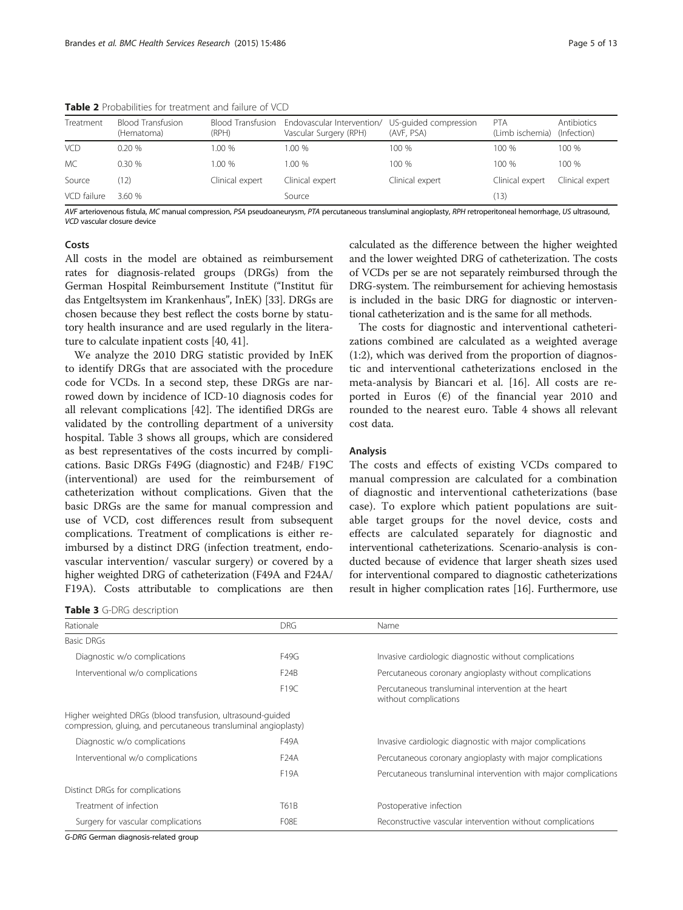**Table 2** Probabilities for treatment and failure of VCD

| Treatment | Blood Transfusion (Hematoma) | Blood Transfusion (RPH) | Endovascular Intervention/ Vascular Surgery (RPH) | US-guided compression (AVF, PSA) | PTA (Limb ischemia) | Antibiotics (Infection) |
|---|---|---|---|---|---|---|
| VCD | 0.20 % | 1.00 % | 1.00 % | 100 % | 100 % | 100 % |
| MC | 0.30 % | 1.00 % | 1.00 % | 100 % | 100 % | 100 % |
| Source | (12) | Clinical expert | Clinical expert | Clinical expert | Clinical expert | Clinical expert |
| VCD failure | 3.60 % | | Source | | (13) | |

*AVF* arteriovenous fistula, *MC* manual compression, *PSA* pseudoaneurysm, *PTA* percutaneous transluminal angioplasty, *RPH* retroperitoneal hemorrhage, *US* ultrasound, *VCD* vascular closure device

### Costs

All costs in the model are obtained as reimbursement rates for diagnosis-related groups (DRGs) from the German Hospital Reimbursement Institute ("Institut für das Entgeltsystem im Krankenhaus", InEK) [33]. DRGs are chosen because they best reflect the costs borne by statutory health insurance and are used regularly in the literature to calculate inpatient costs [40, 41].

We analyze the 2010 DRG statistic provided by InEK to identify DRGs that are associated with the procedure code for VCDs. In a second step, these DRGs are narrowed down by incidence of ICD-10 diagnosis codes for all relevant complications [42]. The identified DRGs are validated by the controlling department of a university hospital. Table 3 shows all groups, which are considered as best representatives of the costs incurred by complications. Basic DRGs F49G (diagnostic) and F24B/ F19C (interventional) are used for the reimbursement of catheterization without complications. Given that the basic DRGs are the same for manual compression and use of VCD, cost differences result from subsequent complications. Treatment of complications is either reimbursed by a distinct DRG (infection treatment, endovascular intervention/ vascular surgery) or covered by a higher weighted DRG of catheterization (F49A and F24A/ F19A). Costs attributable to complications are then calculated as the difference between the higher weighted and the lower weighted DRG of catheterization. The costs of VCDs per se are not separately reimbursed through the DRG-system. The reimbursement for achieving hemostasis is included in the basic DRG for diagnostic or interventional catheterization and is the same for all methods.

The costs for diagnostic and interventional catheterizations combined are calculated as a weighted average (1:2), which was derived from the proportion of diagnostic and interventional catheterizations enclosed in the meta-analysis by Biancari et al. [16]. All costs are reported in Euros (€) of the financial year 2010 and rounded to the nearest euro. Table 4 shows all relevant cost data.

### Analysis

The costs and effects of existing VCDs compared to manual compression are calculated for a combination of diagnostic and interventional catheterizations (base case). To explore which patient populations are suitable target groups for the novel device, costs and effects are calculated separately for diagnostic and interventional catheterizations. Scenario-analysis is conducted because of evidence that larger sheath sizes used for interventional compared to diagnostic catheterizations result in higher complication rates [16]. Furthermore, use

**Table 3** G-DRG description

| Rationale | DRG | Name |
|---|---|---|
| Basic DRGs | | |
| Diagnostic w/o complications | F49G | Invasive cardiologic diagnostic without complications |
| Interventional w/o complications | F24B | Percutaneous coronary angioplasty without complications |
| | F19C | Percutaneous transluminal intervention at the heart without complications |
| Higher weighted DRGs (blood transfusion, ultrasound-guided compression, gluing, and percutaneous transluminal angioplasty) | | |
| Diagnostic w/o complications | F49A | Invasive cardiologic diagnostic with major complications |
| Interventional w/o complications | F24A | Percutaneous coronary angioplasty with major complications |
| | F19A | Percutaneous transluminal intervention with major complications |
| Distinct DRGs for complications | | |
| Treatment of infection | T61B | Postoperative infection |
| Surgery for vascular complications | F08E | Reconstructive vascular intervention without complications |

*G-DRG* German diagnosis-related group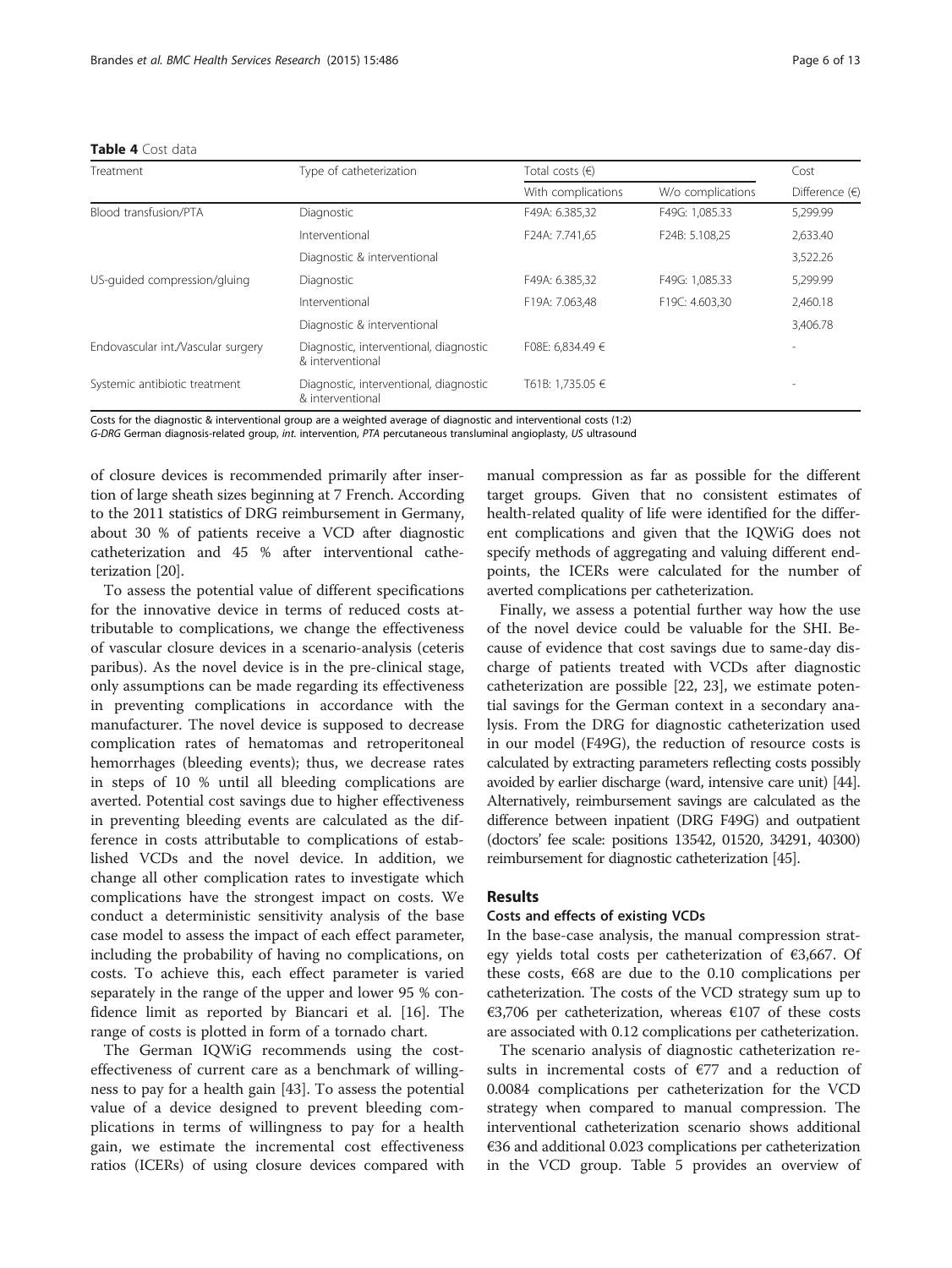**Table 4** Cost data

| Treatment | Type of catheterization | Total costs (€) | | Cost |
|---|---|---|---|---|
| | | With complications | W/o complications | Difference (€) |
| Blood transfusion/PTA | Diagnostic | F49A: 6.385,32 | F49G: 1,085.33 | 5,299.99 |
| | Interventional | F24A: 7.741,65 | F24B: 5.108,25 | 2,633.40 |
| | Diagnostic & interventional | | | 3,522.26 |
| US-guided compression/gluing | Diagnostic | F49A: 6.385,32 | F49G: 1,085.33 | 5,299.99 |
| | Interventional | F19A: 7.063,48 | F19C: 4.603,30 | 2,460.18 |
| | Diagnostic & interventional | | | 3,406.78 |
| Endovascular int./Vascular surgery | Diagnostic, interventional, diagnostic & interventional | F08E: 6,834.49 € | | - |
| Systemic antibiotic treatment | Diagnostic, interventional, diagnostic & interventional | T61B: 1,735.05 € | | - |

Costs for the diagnostic & interventional group are a weighted average of diagnostic and interventional costs (1:2)

*G-DRG* German diagnosis-related group, *int.* intervention, *PTA* percutaneous transluminal angioplasty, *US* ultrasound

of closure devices is recommended primarily after insertion of large sheath sizes beginning at 7 French. According to the 2011 statistics of DRG reimbursement in Germany, about 30 % of patients receive a VCD after diagnostic catheterization and 45 % after interventional catheterization [20].

To assess the potential value of different specifications for the innovative device in terms of reduced costs attributable to complications, we change the effectiveness of vascular closure devices in a scenario-analysis (ceteris paribus). As the novel device is in the pre-clinical stage, only assumptions can be made regarding its effectiveness in preventing complications in accordance with the manufacturer. The novel device is supposed to decrease complication rates of hematomas and retroperitoneal hemorrhages (bleeding events); thus, we decrease rates in steps of 10 % until all bleeding complications are averted. Potential cost savings due to higher effectiveness in preventing bleeding events are calculated as the difference in costs attributable to complications of established VCDs and the novel device. In addition, we change all other complication rates to investigate which complications have the strongest impact on costs. We conduct a deterministic sensitivity analysis of the base case model to assess the impact of each effect parameter, including the probability of having no complications, on costs. To achieve this, each effect parameter is varied separately in the range of the upper and lower 95 % confidence limit as reported by Biancari et al. [16]. The range of costs is plotted in form of a tornado chart.

The German IQWiG recommends using the cost-effectiveness of current care as a benchmark of willingness to pay for a health gain [43]. To assess the potential value of a device designed to prevent bleeding complications in terms of willingness to pay for a health gain, we estimate the incremental cost effectiveness ratios (ICERs) of using closure devices compared with manual compression as far as possible for the different target groups. Given that no consistent estimates of health-related quality of life were identified for the different complications and given that the IQWiG does not specify methods of aggregating and valuing different endpoints, the ICERs were calculated for the number of averted complications per catheterization.

Finally, we assess a potential further way how the use of the novel device could be valuable for the SHI. Because of evidence that cost savings due to same-day discharge of patients treated with VCDs after diagnostic catheterization are possible [22, 23], we estimate potential savings for the German context in a secondary analysis. From the DRG for diagnostic catheterization used in our model (F49G), the reduction of resource costs is calculated by extracting parameters reflecting costs possibly avoided by earlier discharge (ward, intensive care unit) [44]. Alternatively, reimbursement savings are calculated as the difference between inpatient (DRG F49G) and outpatient (doctors' fee scale: positions 13542, 01520, 34291, 40300) reimbursement for diagnostic catheterization [45].

## Results

### Costs and effects of existing VCDs

In the base-case analysis, the manual compression strategy yields total costs per catheterization of €3,667. Of these costs, €68 are due to the 0.10 complications per catheterization. The costs of the VCD strategy sum up to €3,706 per catheterization, whereas €107 of these costs are associated with 0.12 complications per catheterization.

The scenario analysis of diagnostic catheterization results in incremental costs of €77 and a reduction of 0.0084 complications per catheterization for the VCD strategy when compared to manual compression. The interventional catheterization scenario shows additional €36 and additional 0.023 complications per catheterization in the VCD group. Table 5 provides an overview of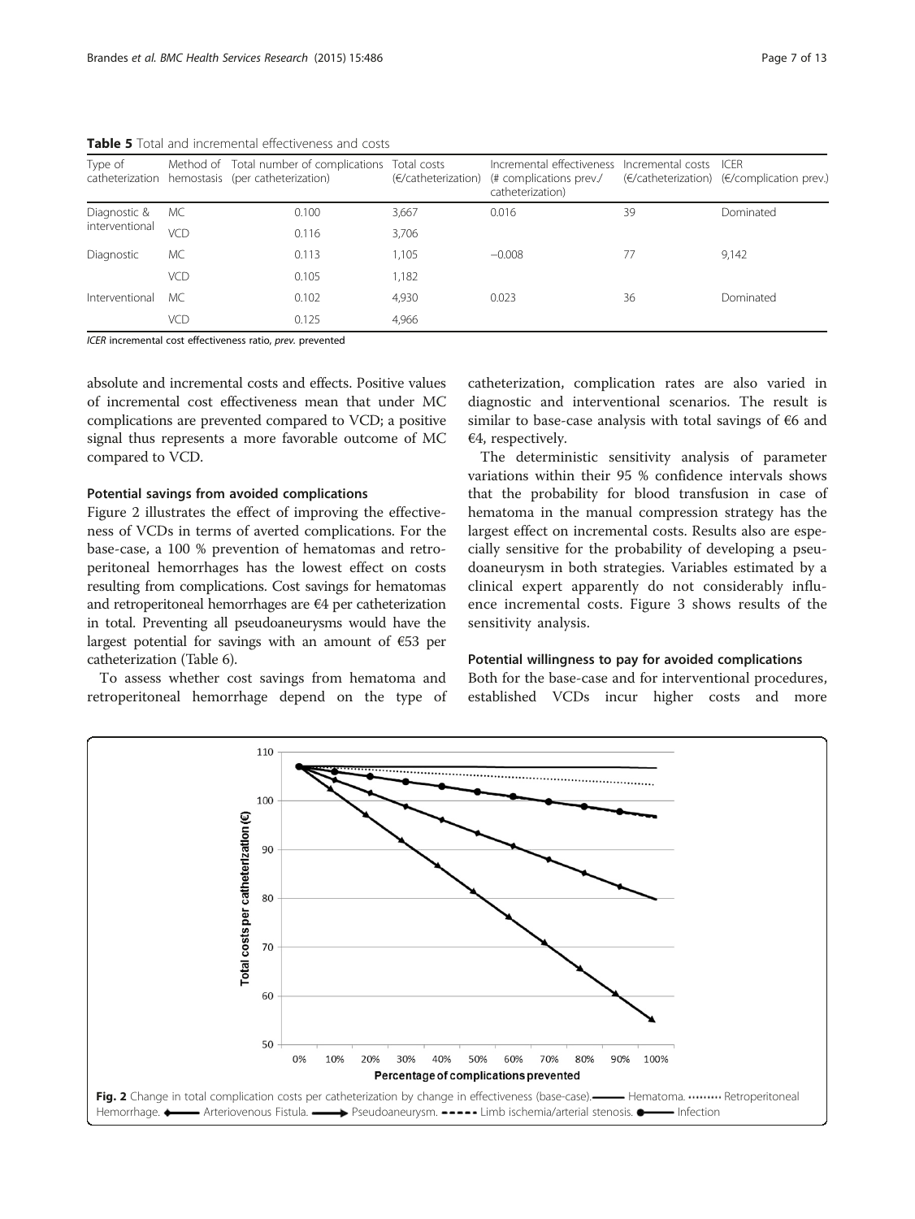**Table 5** Total and incremental effectiveness and costs

| Type of catheterization | Method of hemostasis | Total number of complications (per catheterization) | Total costs (€/catheterization) | Incremental effectiveness (# complications prev./ catheterization) | Incremental costs (€/catheterization) | ICER (€/complication prev.) |
|---|---|---|---|---|---|---|
| Diagnostic & interventional | MC | 0.100 | 3,667 | 0.016 | 39 | Dominated |
| | VCD | 0.116 | 3,706 | | | |
| Diagnostic | MC | 0.113 | 1,105 | −0.008 | 77 | 9,142 |
| | VCD | 0.105 | 1,182 | | | |
| Interventional | MC | 0.102 | 4,930 | 0.023 | 36 | Dominated |
| | VCD | 0.125 | 4,966 | | | |

*ICER* incremental cost effectiveness ratio, *prev.* prevented

absolute and incremental costs and effects. Positive values of incremental cost effectiveness mean that under MC complications are prevented compared to VCD; a positive signal thus represents a more favorable outcome of MC compared to VCD.

### Potential savings from avoided complications

Figure 2 illustrates the effect of improving the effectiveness of VCDs in terms of averted complications. For the base-case, a 100 % prevention of hematomas and retroperitoneal hemorrhages has the lowest effect on costs resulting from complications. Cost savings for hematomas and retroperitoneal hemorrhages are €4 per catheterization in total. Preventing all pseudoaneurysms would have the largest potential for savings with an amount of €53 per catheterization (Table 6).

To assess whether cost savings from hematoma and retroperitoneal hemorrhage depend on the type of catheterization, complication rates are also varied in diagnostic and interventional scenarios. The result is similar to base-case analysis with total savings of €6 and €4, respectively.

The deterministic sensitivity analysis of parameter variations within their 95 % confidence intervals shows that the probability for blood transfusion in case of hematoma in the manual compression strategy has the largest effect on incremental costs. Results also are especially sensitive for the probability of developing a pseudoaneurysm in both strategies. Variables estimated by a clinical expert apparently do not considerably influence incremental costs. Figure 3 shows results of the sensitivity analysis.

### Potential willingness to pay for avoided complications

Both for the base-case and for interventional procedures, established VCDs incur higher costs and more

**Fig. 2** Change in total complication costs per catheterization by change in effectiveness (base-case). ——— Hematoma. ········· Retroperitoneal Hemorrhage. ◆——— Arteriovenous Fistula. ———▶ Pseudoaneurysm. - - - - - Limb ischemia/arterial stenosis. ●——— Infection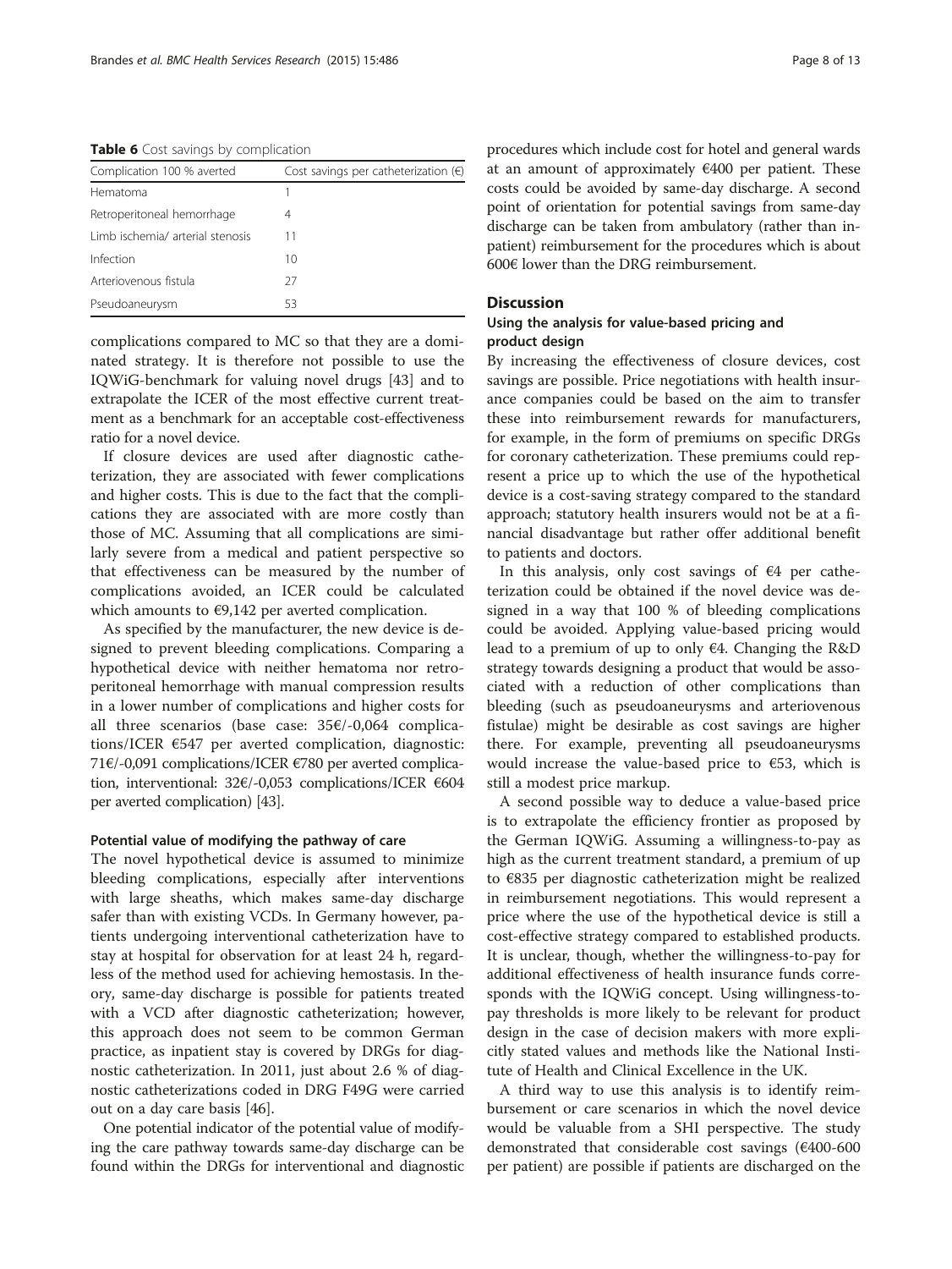**Table 6** Cost savings by complication

| Complication 100 % averted | Cost savings per catheterization (€) |
| --- | --- |
| Hematoma | 1 |
| Retroperitoneal hemorrhage | 4 |
| Limb ischemia/ arterial stenosis | 11 |
| Infection | 10 |
| Arteriovenous fistula | 27 |
| Pseudoaneurysm | 53 |

complications compared to MC so that they are a dominated strategy. It is therefore not possible to use the IQWiG-benchmark for valuing novel drugs [43] and to extrapolate the ICER of the most effective current treatment as a benchmark for an acceptable cost-effectiveness ratio for a novel device.

If closure devices are used after diagnostic catheterization, they are associated with fewer complications and higher costs. This is due to the fact that the complications they are associated with are more costly than those of MC. Assuming that all complications are similarly severe from a medical and patient perspective so that effectiveness can be measured by the number of complications avoided, an ICER could be calculated which amounts to €9,142 per averted complication.

As specified by the manufacturer, the new device is designed to prevent bleeding complications. Comparing a hypothetical device with neither hematoma nor retroperitoneal hemorrhage with manual compression results in a lower number of complications and higher costs for all three scenarios (base case: 35€/-0,064 complications/ICER €547 per averted complication, diagnostic: 71€/-0,091 complications/ICER €780 per averted complication, interventional: 32€/-0,053 complications/ICER €604 per averted complication) [43].

#### Potential value of modifying the pathway of care

The novel hypothetical device is assumed to minimize bleeding complications, especially after interventions with large sheaths, which makes same-day discharge safer than with existing VCDs. In Germany however, patients undergoing interventional catheterization have to stay at hospital for observation for at least 24 h, regardless of the method used for achieving hemostasis. In theory, same-day discharge is possible for patients treated with a VCD after diagnostic catheterization; however, this approach does not seem to be common German practice, as inpatient stay is covered by DRGs for diagnostic catheterization. In 2011, just about 2.6 % of diagnostic catheterizations coded in DRG F49G were carried out on a day care basis [46].

One potential indicator of the potential value of modifying the care pathway towards same-day discharge can be found within the DRGs for interventional and diagnostic procedures which include cost for hotel and general wards at an amount of approximately €400 per patient. These costs could be avoided by same-day discharge. A second point of orientation for potential savings from same-day discharge can be taken from ambulatory (rather than inpatient) reimbursement for the procedures which is about 600€ lower than the DRG reimbursement.

## Discussion

### Using the analysis for value-based pricing and product design

By increasing the effectiveness of closure devices, cost savings are possible. Price negotiations with health insurance companies could be based on the aim to transfer these into reimbursement rewards for manufacturers, for example, in the form of premiums on specific DRGs for coronary catheterization. These premiums could represent a price up to which the use of the hypothetical device is a cost-saving strategy compared to the standard approach; statutory health insurers would not be at a financial disadvantage but rather offer additional benefit to patients and doctors.

In this analysis, only cost savings of €4 per catheterization could be obtained if the novel device was designed in a way that 100 % of bleeding complications could be avoided. Applying value-based pricing would lead to a premium of up to only €4. Changing the R&D strategy towards designing a product that would be associated with a reduction of other complications than bleeding (such as pseudoaneurysms and arteriovenous fistulae) might be desirable as cost savings are higher there. For example, preventing all pseudoaneurysms would increase the value-based price to €53, which is still a modest price markup.

A second possible way to deduce a value-based price is to extrapolate the efficiency frontier as proposed by the German IQWiG. Assuming a willingness-to-pay as high as the current treatment standard, a premium of up to €835 per diagnostic catheterization might be realized in reimbursement negotiations. This would represent a price where the use of the hypothetical device is still a cost-effective strategy compared to established products. It is unclear, though, whether the willingness-to-pay for additional effectiveness of health insurance funds corresponds with the IQWiG concept. Using willingness-to-pay thresholds is more likely to be relevant for product design in the case of decision makers with more explicitly stated values and methods like the National Institute of Health and Clinical Excellence in the UK.

A third way to use this analysis is to identify reimbursement or care scenarios in which the novel device would be valuable from a SHI perspective. The study demonstrated that considerable cost savings (€400-600 per patient) are possible if patients are discharged on the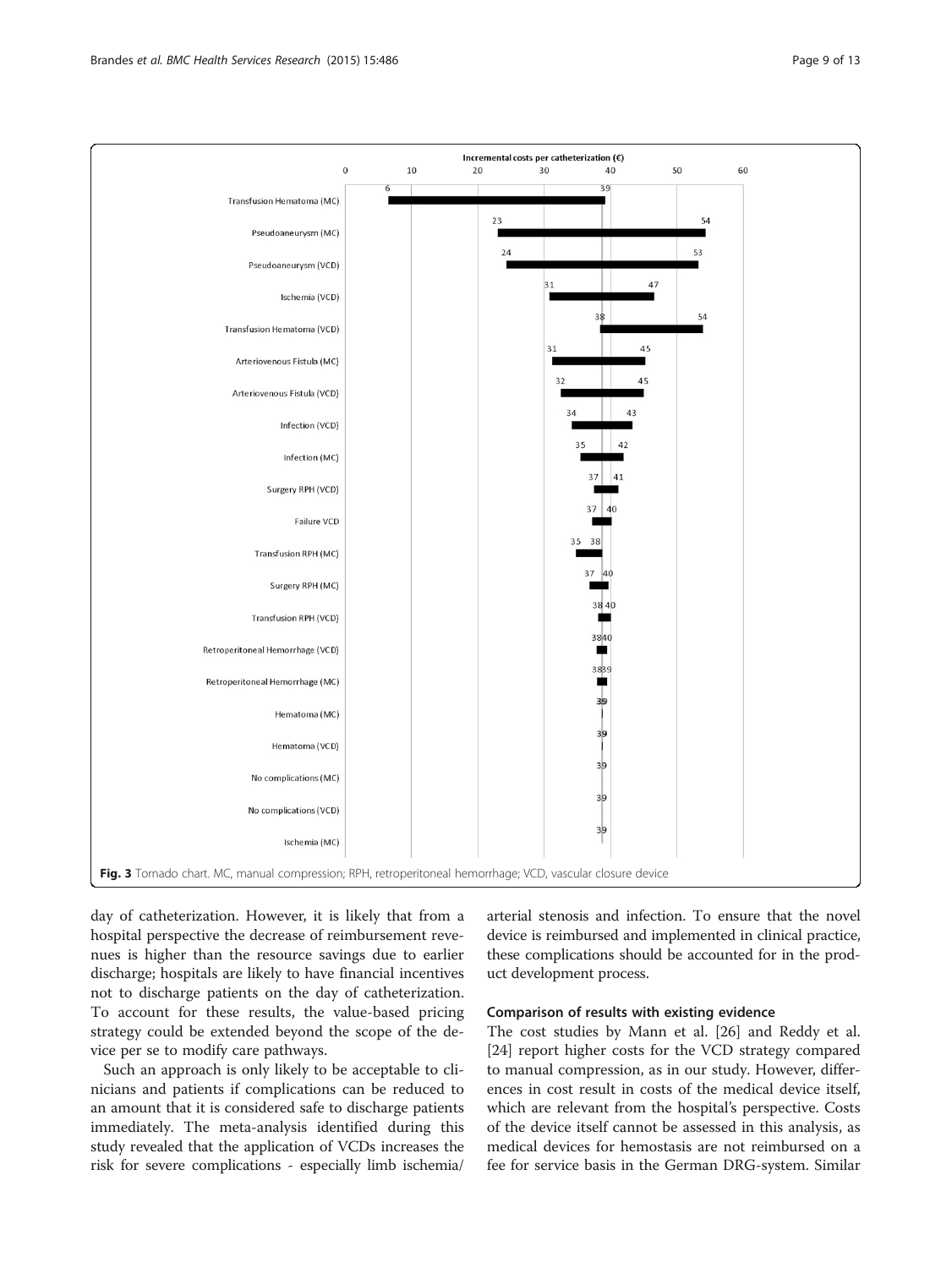Fig. 3 Tornado chart. MC, manual compression; RPH, retroperitoneal hemorrhage; VCD, vascular closure device

day of catheterization. However, it is likely that from a hospital perspective the decrease of reimbursement revenues is higher than the resource savings due to earlier discharge; hospitals are likely to have financial incentives not to discharge patients on the day of catheterization. To account for these results, the value-based pricing strategy could be extended beyond the scope of the device per se to modify care pathways.

Such an approach is only likely to be acceptable to clinicians and patients if complications can be reduced to an amount that it is considered safe to discharge patients immediately. The meta-analysis identified during this study revealed that the application of VCDs increases the risk for severe complications - especially limb ischemia/arterial stenosis and infection. To ensure that the novel device is reimbursed and implemented in clinical practice, these complications should be accounted for in the product development process.

### Comparison of results with existing evidence

The cost studies by Mann et al. [26] and Reddy et al. [24] report higher costs for the VCD strategy compared to manual compression, as in our study. However, differences in cost result in costs of the medical device itself, which are relevant from the hospital's perspective. Costs of the device itself cannot be assessed in this analysis, as medical devices for hemostasis are not reimbursed on a fee for service basis in the German DRG-system. Similar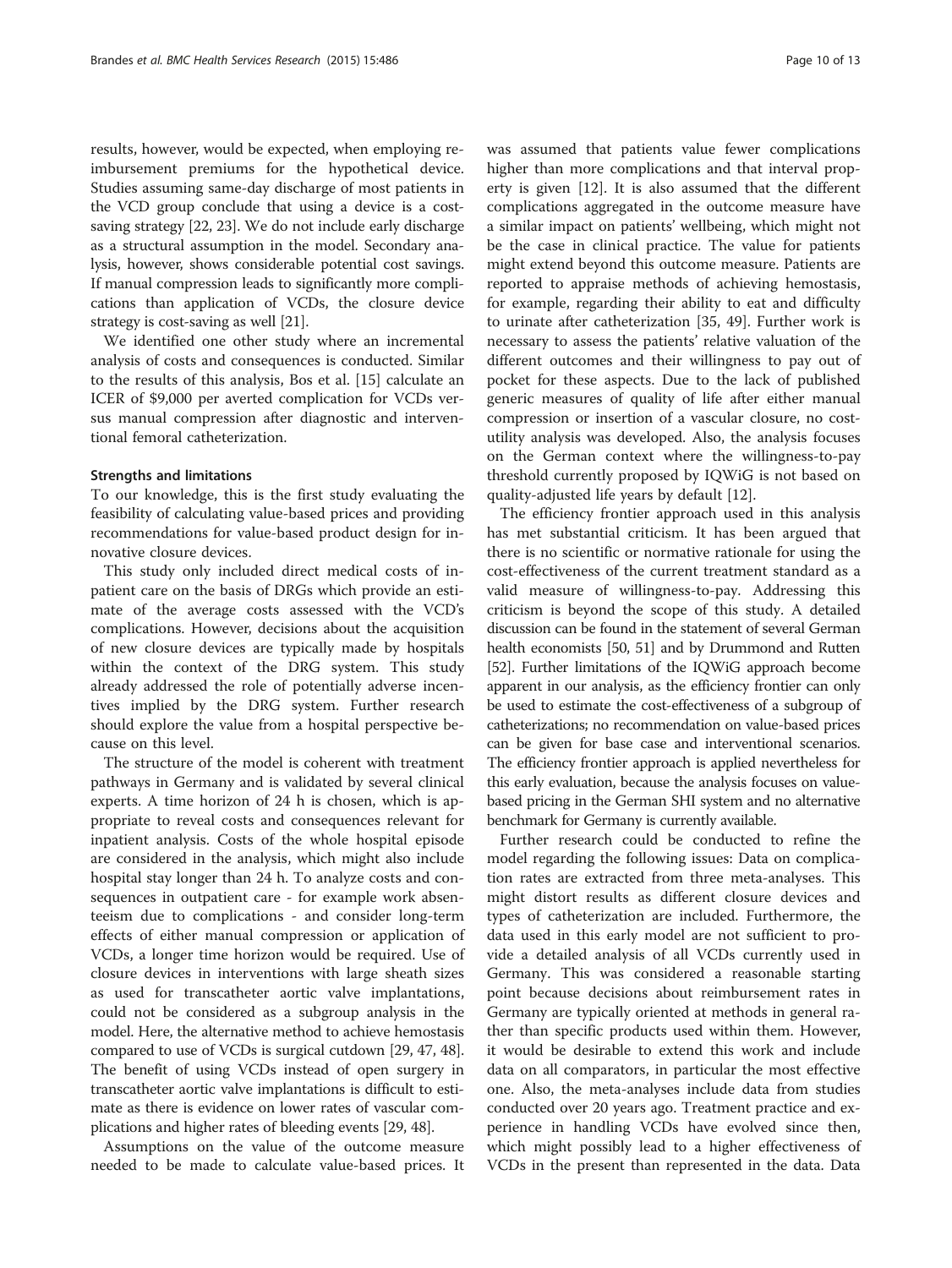results, however, would be expected, when employing reimbursement premiums for the hypothetical device. Studies assuming same-day discharge of most patients in the VCD group conclude that using a device is a cost-saving strategy [22, 23]. We do not include early discharge as a structural assumption in the model. Secondary analysis, however, shows considerable potential cost savings. If manual compression leads to significantly more complications than application of VCDs, the closure device strategy is cost-saving as well [21].

We identified one other study where an incremental analysis of costs and consequences is conducted. Similar to the results of this analysis, Bos et al. [15] calculate an ICER of \$9,000 per averted complication for VCDs versus manual compression after diagnostic and interventional femoral catheterization.

#### Strengths and limitations

To our knowledge, this is the first study evaluating the feasibility of calculating value-based prices and providing recommendations for value-based product design for innovative closure devices.

This study only included direct medical costs of inpatient care on the basis of DRGs which provide an estimate of the average costs assessed with the VCD's complications. However, decisions about the acquisition of new closure devices are typically made by hospitals within the context of the DRG system. This study already addressed the role of potentially adverse incentives implied by the DRG system. Further research should explore the value from a hospital perspective because on this level.

The structure of the model is coherent with treatment pathways in Germany and is validated by several clinical experts. A time horizon of 24 h is chosen, which is appropriate to reveal costs and consequences relevant for inpatient analysis. Costs of the whole hospital episode are considered in the analysis, which might also include hospital stay longer than 24 h. To analyze costs and consequences in outpatient care - for example work absenteeism due to complications - and consider long-term effects of either manual compression or application of VCDs, a longer time horizon would be required. Use of closure devices in interventions with large sheath sizes as used for transcatheter aortic valve implantations, could not be considered as a subgroup analysis in the model. Here, the alternative method to achieve hemostasis compared to use of VCDs is surgical cutdown [29, 47, 48]. The benefit of using VCDs instead of open surgery in transcatheter aortic valve implantations is difficult to estimate as there is evidence on lower rates of vascular complications and higher rates of bleeding events [29, 48].

Assumptions on the value of the outcome measure needed to be made to calculate value-based prices. It was assumed that patients value fewer complications higher than more complications and that interval property is given [12]. It is also assumed that the different complications aggregated in the outcome measure have a similar impact on patients' wellbeing, which might not be the case in clinical practice. The value for patients might extend beyond this outcome measure. Patients are reported to appraise methods of achieving hemostasis, for example, regarding their ability to eat and difficulty to urinate after catheterization [35, 49]. Further work is necessary to assess the patients' relative valuation of the different outcomes and their willingness to pay out of pocket for these aspects. Due to the lack of published generic measures of quality of life after either manual compression or insertion of a vascular closure, no cost-utility analysis was developed. Also, the analysis focuses on the German context where the willingness-to-pay threshold currently proposed by IQWiG is not based on quality-adjusted life years by default [12].

The efficiency frontier approach used in this analysis has met substantial criticism. It has been argued that there is no scientific or normative rationale for using the cost-effectiveness of the current treatment standard as a valid measure of willingness-to-pay. Addressing this criticism is beyond the scope of this study. A detailed discussion can be found in the statement of several German health economists [50, 51] and by Drummond and Rutten [52]. Further limitations of the IQWiG approach become apparent in our analysis, as the efficiency frontier can only be used to estimate the cost-effectiveness of a subgroup of catheterizations; no recommendation on value-based prices can be given for base case and interventional scenarios. The efficiency frontier approach is applied nevertheless for this early evaluation, because the analysis focuses on value-based pricing in the German SHI system and no alternative benchmark for Germany is currently available.

Further research could be conducted to refine the model regarding the following issues: Data on complication rates are extracted from three meta-analyses. This might distort results as different closure devices and types of catheterization are included. Furthermore, the data used in this early model are not sufficient to provide a detailed analysis of all VCDs currently used in Germany. This was considered a reasonable starting point because decisions about reimbursement rates in Germany are typically oriented at methods in general rather than specific products used within them. However, it would be desirable to extend this work and include data on all comparators, in particular the most effective one. Also, the meta-analyses include data from studies conducted over 20 years ago. Treatment practice and experience in handling VCDs have evolved since then, which might possibly lead to a higher effectiveness of VCDs in the present than represented in the data. Data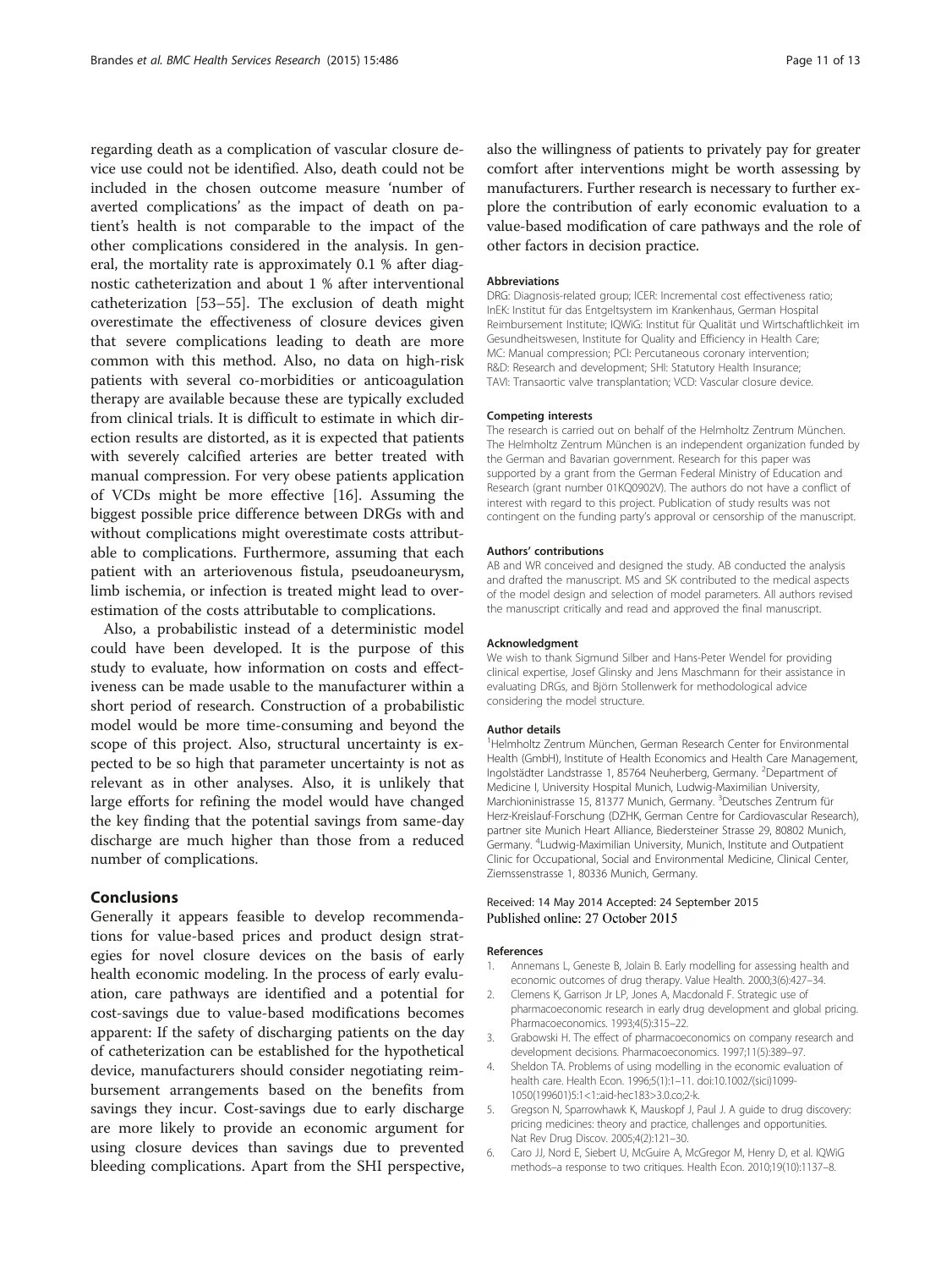regarding death as a complication of vascular closure device use could not be identified. Also, death could not be included in the chosen outcome measure 'number of averted complications' as the impact of death on patient's health is not comparable to the impact of the other complications considered in the analysis. In general, the mortality rate is approximately 0.1 % after diagnostic catheterization and about 1 % after interventional catheterization [53–55]. The exclusion of death might overestimate the effectiveness of closure devices given that severe complications leading to death are more common with this method. Also, no data on high-risk patients with several co-morbidities or anticoagulation therapy are available because these are typically excluded from clinical trials. It is difficult to estimate in which direction results are distorted, as it is expected that patients with severely calcified arteries are better treated with manual compression. For very obese patients application of VCDs might be more effective [16]. Assuming the biggest possible price difference between DRGs with and without complications might overestimate costs attributable to complications. Furthermore, assuming that each patient with an arteriovenous fistula, pseudoaneurysm, limb ischemia, or infection is treated might lead to overestimation of the costs attributable to complications.

Also, a probabilistic instead of a deterministic model could have been developed. It is the purpose of this study to evaluate, how information on costs and effectiveness can be made usable to the manufacturer within a short period of research. Construction of a probabilistic model would be more time-consuming and beyond the scope of this project. Also, structural uncertainty is expected to be so high that parameter uncertainty is not as relevant as in other analyses. Also, it is unlikely that large efforts for refining the model would have changed the key finding that the potential savings from same-day discharge are much higher than those from a reduced number of complications.

## Conclusions

Generally it appears feasible to develop recommendations for value-based prices and product design strategies for novel closure devices on the basis of early health economic modeling. In the process of early evaluation, care pathways are identified and a potential for cost-savings due to value-based modifications becomes apparent: If the safety of discharging patients on the day of catheterization can be established for the hypothetical device, manufacturers should consider negotiating reimbursement arrangements based on the benefits from savings they incur. Cost-savings due to early discharge are more likely to provide an economic argument for using closure devices than savings due to prevented bleeding complications. Apart from the SHI perspective, also the willingness of patients to privately pay for greater comfort after interventions might be worth assessing by manufacturers. Further research is necessary to further explore the contribution of early economic evaluation to a value-based modification of care pathways and the role of other factors in decision practice.

#### Abbreviations

DRG: Diagnosis-related group; ICER: Incremental cost effectiveness ratio; InEK: Institut für das Entgeltsystem im Krankenhaus, German Hospital Reimbursement Institute; IQWiG: Institut für Qualität und Wirtschaftlichkeit im Gesundheitswesen, Institute for Quality and Efficiency in Health Care; MC: Manual compression; PCI: Percutaneous coronary intervention; R&D: Research and development; SHI: Statutory Health Insurance; TAVI: Transaortic valve transplantation; VCD: Vascular closure device.

#### Competing interests

The research is carried out on behalf of the Helmholtz Zentrum München. The Helmholtz Zentrum München is an independent organization funded by the German and Bavarian government. Research for this paper was supported by a grant from the German Federal Ministry of Education and Research (grant number 01KQ0902V). The authors do not have a conflict of interest with regard to this project. Publication of study results was not contingent on the funding party's approval or censorship of the manuscript.

#### Authors' contributions

AB and WR conceived and designed the study. AB conducted the analysis and drafted the manuscript. MS and SK contributed to the medical aspects of the model design and selection of model parameters. All authors revised the manuscript critically and read and approved the final manuscript.

#### Acknowledgment

We wish to thank Sigmund Silber and Hans-Peter Wendel for providing clinical expertise, Josef Glinsky and Jens Maschmann for their assistance in evaluating DRGs, and Björn Stollenwerk for methodological advice considering the model structure.

#### Author details

[1]Helmholtz Zentrum München, German Research Center for Environmental Health (GmbH), Institute of Health Economics and Health Care Management, Ingolstädter Landstrasse 1, 85764 Neuherberg, Germany. [2]Department of Medicine I, University Hospital Munich, Ludwig-Maximilian University, Marchioninistrasse 15, 81377 Munich, Germany. [3]Deutsches Zentrum für Herz-Kreislauf-Forschung (DZHK, German Centre for Cardiovascular Research), partner site Munich Heart Alliance, Biedersteiner Strasse 29, 80802 Munich, Germany. [4]Ludwig-Maximilian University, Munich, Institute and Outpatient Clinic for Occupational, Social and Environmental Medicine, Clinical Center, Ziemssenstrasse 1, 80336 Munich, Germany.

Received: 14 May 2014 Accepted: 24 September 2015
Published online: 27 October 2015

#### References

1. Annemans L, Geneste B, Jolain B. Early modelling for assessing health and economic outcomes of drug therapy. Value Health. 2000;3(6):427–34.
2. Clemens K, Garrison Jr LP, Jones A, Macdonald F. Strategic use of pharmacoeconomic research in early drug development and global pricing. Pharmacoeconomics. 1993;4(5):315–22.
3. Grabowski H. The effect of pharmacoeconomics on company research and development decisions. Pharmacoeconomics. 1997;11(5):389–97.
4. Sheldon TA. Problems of using modelling in the economic evaluation of health care. Health Econ. 1996;5(1):1–11. doi:10.1002/(sici)1099-1050(199601)5:1<1::aid-hec183>3.0.co;2-k.
5. Gregson N, Sparrowhawk K, Mauskopf J, Paul J. A guide to drug discovery: pricing medicines: theory and practice, challenges and opportunities. Nat Rev Drug Discov. 2005;4(2):121–30.
6. Caro JJ, Nord E, Siebert U, McGuire A, McGregor M, Henry D, et al. IQWiG methods–a response to two critiques. Health Econ. 2010;19(10):1137–8.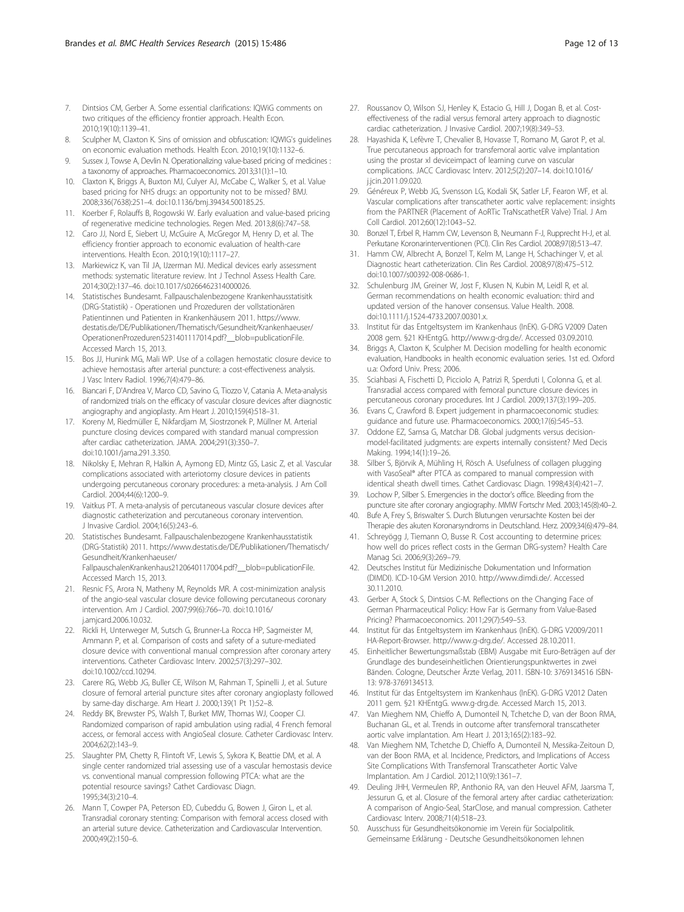7. Dintsios CM, Gerber A. Some essential clarifications: IQWiG comments on two critiques of the efficiency frontier approach. Health Econ. 2010;19(10):1139–41.
8. Sculpher M, Claxton K. Sins of omission and obfuscation: IQWIG's guidelines on economic evaluation methods. Health Econ. 2010;19(10):1132–6.
9. Sussex J, Towse A, Devlin N. Operationalizing value-based pricing of medicines : a taxonomy of approaches. Pharmacoeconomics. 2013;31(1):1–10.
10. Claxton K, Briggs A, Buxton MJ, Culyer AJ, McCabe C, Walker S, et al. Value based pricing for NHS drugs: an opportunity not to be missed? BMJ. 2008;336(7638):251–4. doi:10.1136/bmj.39434.500185.25.
11. Koerber F, Rolauffs B, Rogowski W. Early evaluation and value-based pricing of regenerative medicine technologies. Regen Med. 2013;8(6):747–58.
12. Caro JJ, Nord E, Siebert U, McGuire A, McGregor M, Henry D, et al. The efficiency frontier approach to economic evaluation of health-care interventions. Health Econ. 2010;19(10):1117–27.
13. Markiewicz K, van Til JA, IJzerman MJ. Medical devices early assessment methods: systematic literature review. Int J Technol Assess Health Care. 2014;30(2):137–46. doi:10.1017/s0266462314000026.
14. Statistisches Bundesamt. Fallpauschalenbezogene Krankenhausstatisitk (DRG-Statistik) - Operationen und Prozeduren der vollstationären Patientinnen und Patienten in Krankenhäusern 2011. https://www.destatis.de/DE/Publikationen/Thematisch/Gesundheit/Krankenhaeuser/OperationenProzeduren5231401117014.pdf?__blob=publicationFile. Accessed March 15, 2013.
15. Bos JJ, Hunink MG, Mali WP. Use of a collagen hemostatic closure device to achieve hemostasis after arterial puncture: a cost-effectiveness analysis. J Vasc Interv Radiol. 1996;7(4):479–86.
16. Biancari F, D'Andrea V, Marco CD, Savino G, Tiozzo V, Catania A. Meta-analysis of randomized trials on the efficacy of vascular closure devices after diagnostic angiography and angioplasty. Am Heart J. 2010;159(4):518–31.
17. Koreny M, Riedmüller E, Nikfardjam M, Siostrzonek P, Müllner M. Arterial puncture closing devices compared with standard manual compression after cardiac catheterization. JAMA. 2004;291(3):350–7. doi:10.1001/jama.291.3.350.
18. Nikolsky E, Mehran R, Halkin A, Aymong ED, Mintz GS, Lasic Z, et al. Vascular complications associated with arteriotomy closure devices in patients undergoing percutaneous coronary procedures: a meta-analysis. J Am Coll Cardiol. 2004;44(6):1200–9.
19. Vaitkus PT. A meta-analysis of percutaneous vascular closure devices after diagnostic catheterization and percutaneous coronary intervention. J Invasive Cardiol. 2004;16(5):243–6.
20. Statistisches Bundesamt. Fallpauschalenbezogene Krankenhausstatistik (DRG-Statistik) 2011. https://www.destatis.de/DE/Publikationen/Thematisch/Gesundheit/Krankenhaeuser/FallpauschalenKrankenhaus2120640117004.pdf?__blob=publicationFile. Accessed March 15, 2013.
21. Resnic FS, Arora N, Matheny M, Reynolds MR. A cost-minimization analysis of the angio-seal vascular closure device following percutaneous coronary intervention. Am J Cardiol. 2007;99(6):766–70. doi:10.1016/j.amjcard.2006.10.032.
22. Rickli H, Unterweger M, Sutsch G, Brunner-La Rocca HP, Sagmeister M, Ammann P, et al. Comparison of costs and safety of a suture-mediated closure device with conventional manual compression after coronary artery interventions. Catheter Cardiovasc Interv. 2002;57(3):297–302. doi:10.1002/ccd.10294.
23. Carere RG, Webb JG, Buller CE, Wilson M, Rahman T, Spinelli J, et al. Suture closure of femoral arterial puncture sites after coronary angioplasty followed by same-day discharge. Am Heart J. 2000;139(1 Pt 1):52–8.
24. Reddy BK, Brewster PS, Walsh T, Burket MW, Thomas WJ, Cooper CJ. Randomized comparison of rapid ambulation using radial, 4 French femoral access, or femoral access with AngioSeal closure. Catheter Cardiovasc Interv. 2004;62(2):143–9.
25. Slaughter PM, Chetty R, Flintoft VF, Lewis S, Sykora K, Beattie DM, et al. A single center randomized trial assessing use of a vascular hemostasis device vs. conventional manual compression following PTCA: what are the potential resource savings? Cathet Cardiovasc Diagn. 1995;34(3):210–4.
26. Mann T, Cowper PA, Peterson ED, Cubeddu G, Bowen J, Giron L, et al. Transradial coronary stenting: Comparison with femoral access closed with an arterial suture device. Catheterization and Cardiovascular Intervention. 2000;49(2):150–6.
27. Roussanov O, Wilson SJ, Henley K, Estacio G, Hill J, Dogan B, et al. Cost-effectiveness of the radial versus femoral artery approach to diagnostic cardiac catheterization. J Invasive Cardiol. 2007;19(8):349–53.
28. Hayashida K, Lefèvre T, Chevalier B, Hovasse T, Romano M, Garot P, et al. True percutaneous approach for transfemoral aortic valve implantation using the prostar xl deviceimpact of learning curve on vascular complications. JACC Cardiovasc Interv. 2012;5(2):207–14. doi:10.1016/j.jcin.2011.09.020.
29. Généreux P, Webb JG, Svensson LG, Kodali SK, Satler LF, Fearon WF, et al. Vascular complications after transcatheter aortic valve replacement: insights from the PARTNER (Placement of AoRTic TraNscathetER Valve) Trial. J Am Coll Cardiol. 2012;60(12):1043–52.
30. Bonzel T, Erbel R, Hamm CW, Levenson B, Neumann F-J, Rupprecht H-J, et al. Perkutane Koronarinterventionen (PCI). Clin Res Cardiol. 2008;97(8):513–47.
31. Hamm CW, Albrecht A, Bonzel T, Kelm M, Lange H, Schachinger V, et al. Diagnostic heart catheterization. Clin Res Cardiol. 2008;97(8):475–512. doi:10.1007/s00392-008-0686-1.
32. Schulenburg JM, Greiner W, Jost F, Klusen N, Kubin M, Leidl R, et al. German recommendations on health economic evaluation: third and updated version of the hanover consensus. Value Health. 2008. doi:10.1111/j.1524-4733.2007.00301.x.
33. Institut für das Entgeltsystem im Krankenhaus (InEK). G-DRG V2009 Daten 2008 gem. §21 KHEntgG. http://www.g-drg.de/. Accessed 03.09.2010.
34. Briggs A, Claxton K, Sculpher M. Decision modelling for health economic evaluation, Handbooks in health economic evaluation series. 1st ed. Oxford u.a: Oxford Univ. Press; 2006.
35. Sciahbasi A, Fischetti D, Picciolo A, Patrizi R, Sperduti I, Colonna G, et al. Transradial access compared with femoral puncture closure devices in percutaneous coronary procedures. Int J Cardiol. 2009;137(3):199–205.
36. Evans C, Crawford B. Expert judgement in pharmacoeconomic studies: guidance and future use. Pharmacoeconomics. 2000;17(6):545–53.
37. Oddone EZ, Samsa G, Matchar DB. Global judgments versus decision-model-facilitated judgments: are experts internally consistent? Med Decis Making. 1994;14(1):19–26.
38. Silber S, Björvik A, Mühling H, Rösch A. Usefulness of collagen plugging with VasoSeal® after PTCA as compared to manual compression with identical sheath dwell times. Cathet Cardiovasc Diagn. 1998;43(4):421–7.
39. Lochow P, Silber S. Emergencies in the doctor's office. Bleeding from the puncture site after coronary angiography. MMW Fortschr Med. 2003;145(8):40–2.
40. Bufe A, Frey S, Briswalter S. Durch Blutungen verursachte Kosten bei der Therapie des akuten Koronarsyndroms in Deutschland. Herz. 2009;34(6):479–84.
41. Schreyögg J, Tiemann O, Busse R. Cost accounting to determine prices: how well do prices reflect costs in the German DRG-system? Health Care Manag Sci. 2006;9(3):269–79.
42. Deutsches Institut für Medizinische Dokumentation und Information (DIMDI). ICD-10-GM Version 2010. http://www.dimdi.de/. Accessed 30.11.2010.
43. Gerber A, Stock S, Dintsios C-M. Reflections on the Changing Face of German Pharmaceutical Policy: How Far is Germany from Value-Based Pricing? Pharmacoeconomics. 2011;29(7):549–53.
44. Institut für das Entgeltsystem im Krankenhaus (InEK). G-DRG V2009/2011 HA-Report-Browser. http://www.g-drg.de/. Accessed 28.10.2011.
45. Einheitlicher Bewertungsmaßstab (EBM) Ausgabe mit Euro-Beträgen auf der Grundlage des bundeseinheitlichen Orientierungspunktwertes in zwei Bänden. Cologne, Deutscher Ärzte Verlag, 2011. ISBN-10: 3769134516 ISBN-13: 978-3769134513.
46. Institut für das Entgeltsystem im Krankenhaus (InEK). G-DRG V2012 Daten 2011 gem. §21 KHEntgG. www.g-drg.de. Accessed March 15, 2013.
47. Van Mieghem NM, Chieffo A, Dumonteil N, Tchetche D, van der Boon RMA, Buchanan GL, et al. Trends in outcome after transfemoral transcatheter aortic valve implantation. Am Heart J. 2013;165(2):183–92.
48. Van Mieghem NM, Tchetche D, Chieffo A, Dumonteil N, Messika-Zeitoun D, van der Boon RMA, et al. Incidence, Predictors, and Implications of Access Site Complications With Transfemoral Transcatheter Aortic Valve Implantation. Am J Cardiol. 2012;110(9):1361–7.
49. Deuling JHH, Vermeulen RP, Anthonio RA, van den Heuvel AFM, Jaarsma T, Jessurun G, et al. Closure of the femoral artery after cardiac catheterization: A comparison of Angio-Seal, StarClose, and manual compression. Catheter Cardiovasc Interv. 2008;71(4):518–23.
50. Ausschuss für Gesundheitsökonomie im Verein für Socialpolitik. Gemeinsame Erklärung - Deutsche Gesundheitsökonomen lehnen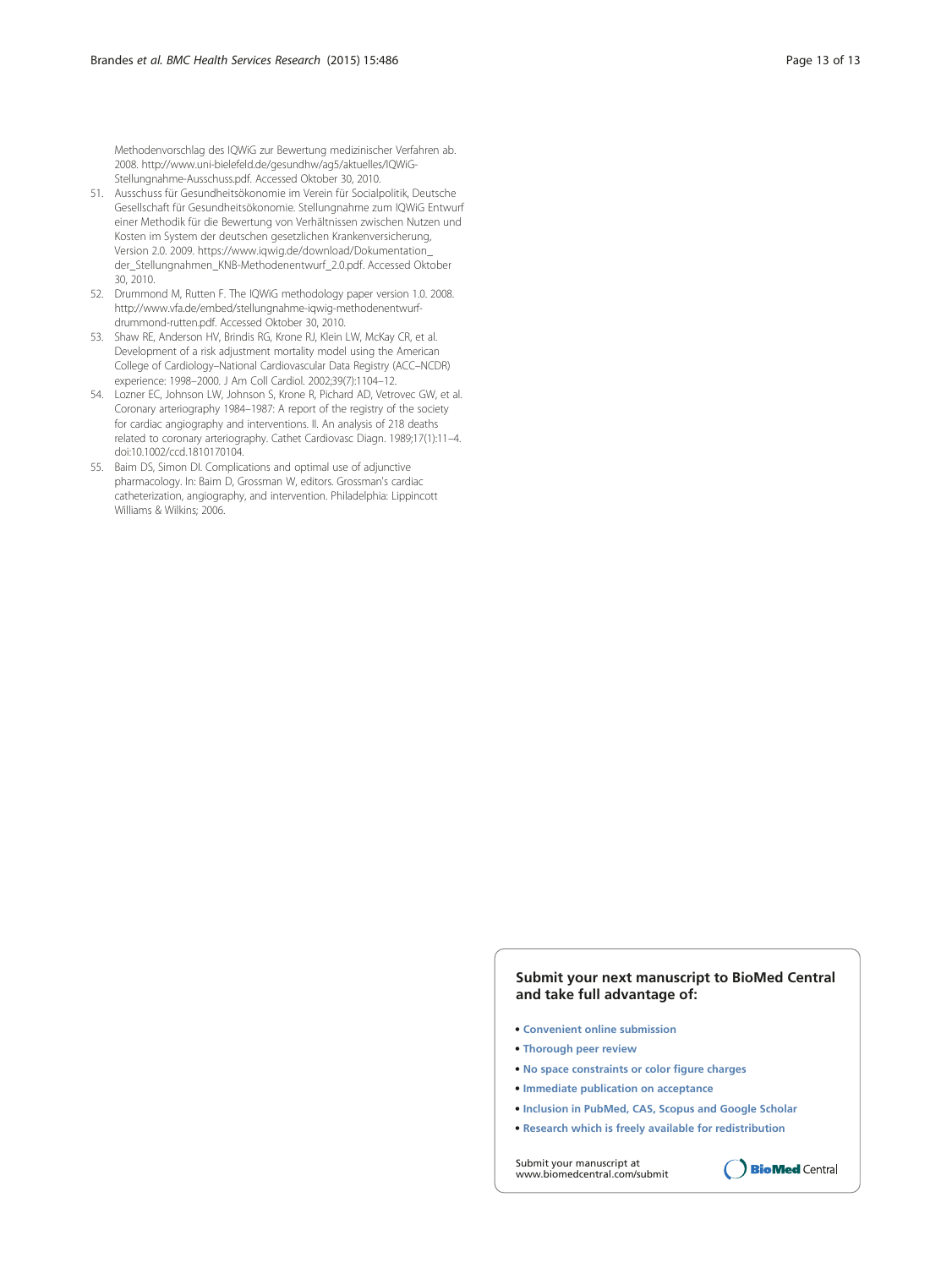Methodenvorschlag des IQWiG zur Bewertung medizinischer Verfahren ab. 2008. http://www.uni-bielefeld.de/gesundhw/ag5/aktuelles/IQWiG-Stellungnahme-Ausschuss.pdf. Accessed Oktober 30, 2010.

51. Ausschuss für Gesundheitsökonomie im Verein für Socialpolitik, Deutsche Gesellschaft für Gesundheitsökonomie. Stellungnahme zum IQWiG Entwurf einer Methodik für die Bewertung von Verhältnissen zwischen Nutzen und Kosten im System der deutschen gesetzlichen Krankenversicherung, Version 2.0. 2009. https://www.iqwig.de/download/Dokumentation_der_Stellungnahmen_KNB-Methodenentwurf_2.0.pdf. Accessed Oktober 30, 2010.
52. Drummond M, Rutten F. The IQWiG methodology paper version 1.0. 2008. http://www.vfa.de/embed/stellungnahme-iqwig-methodenentwurf-drummond-rutten.pdf. Accessed Oktober 30, 2010.
53. Shaw RE, Anderson HV, Brindis RG, Krone RJ, Klein LW, McKay CR, et al. Development of a risk adjustment mortality model using the American College of Cardiology–National Cardiovascular Data Registry (ACC–NCDR) experience: 1998–2000. J Am Coll Cardiol. 2002;39(7):1104–12.
54. Lozner EC, Johnson LW, Johnson S, Krone R, Pichard AD, Vetrovec GW, et al. Coronary arteriography 1984–1987: A report of the registry of the society for cardiac angiography and interventions. II. An analysis of 218 deaths related to coronary arteriography. Cathet Cardiovasc Diagn. 1989;17(1):11–4. doi:10.1002/ccd.1810170104.
55. Baim DS, Simon DI. Complications and optimal use of adjunctive pharmacology. In: Baim D, Grossman W, editors. Grossman's cardiac catheterization, angiography, and intervention. Philadelphia: Lippincott Williams & Wilkins; 2006.

**Submit your next manuscript to BioMed Central and take full advantage of:**

- **Convenient online submission**
- **Thorough peer review**
- **No space constraints or color figure charges**
- **Immediate publication on acceptance**
- **Inclusion in PubMed, CAS, Scopus and Google Scholar**
- **Research which is freely available for redistribution**

Submit your manuscript at
www.biomedcentral.com/submit

BioMed Central